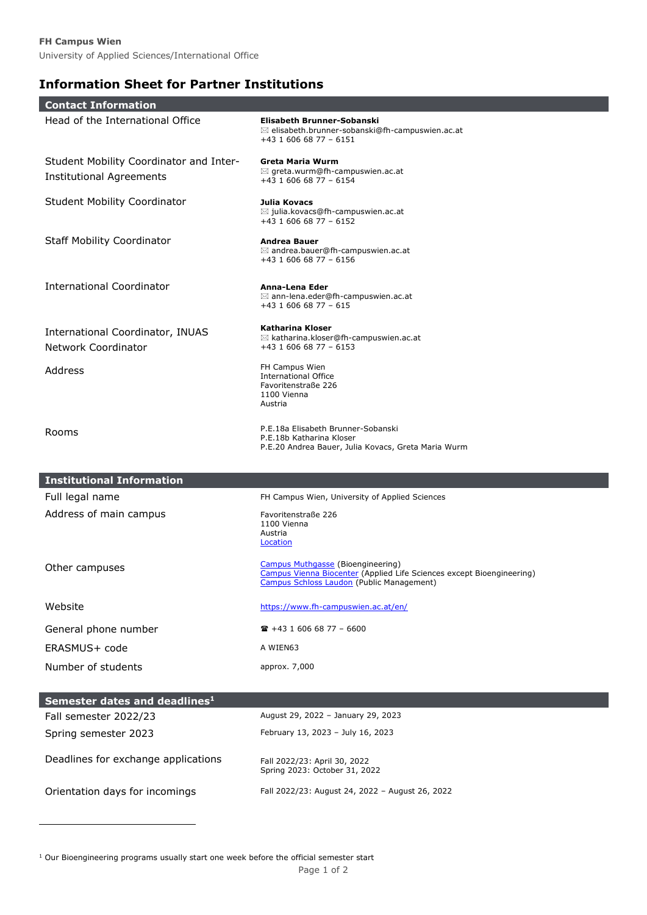**FH Campus Wien**

University of Applied Sciences/International Office

# Information Sheet for Partner Institutions

## Contact Information

| | |
|---|---|
| Head of the International Office | **Elisabeth Brunner-Sobanski**<br>✉ elisabeth.brunner-sobanski@fh-campuswien.ac.at<br>+43 1 606 68 77 – 6151 |
| Student Mobility Coordinator and Inter-Institutional Agreements | **Greta Maria Wurm**<br>✉ greta.wurm@fh-campuswien.ac.at<br>+43 1 606 68 77 – 6154 |
| Student Mobility Coordinator | **Julia Kovacs**<br>✉ julia.kovacs@fh-campuswien.ac.at<br>+43 1 606 68 77 – 6152 |
| Staff Mobility Coordinator | **Andrea Bauer**<br>✉ andrea.bauer@fh-campuswien.ac.at<br>+43 1 606 68 77 – 6156 |
| International Coordinator | **Anna-Lena Eder**<br>✉ ann-lena.eder@fh-campuswien.ac.at<br>+43 1 606 68 77 – 615 |
| International Coordinator, INUAS Network Coordinator | **Katharina Kloser**<br>✉ katharina.kloser@fh-campuswien.ac.at<br>+43 1 606 68 77 – 6153 |
| Address | FH Campus Wien<br>International Office<br>Favoritenstraße 226<br>1100 Vienna<br>Austria |
| Rooms | P.E.18a Elisabeth Brunner-Sobanski<br>P.E.18b Katharina Kloser<br>P.E.20 Andrea Bauer, Julia Kovacs, Greta Maria Wurm |

## Institutional Information

| | |
|---|---|
| Full legal name | FH Campus Wien, University of Applied Sciences |
| Address of main campus | Favoritenstraße 226<br>1100 Vienna<br>Austria<br>Location |
| Other campuses | Campus Muthgasse (Bioengineering)<br>Campus Vienna Biocenter (Applied Life Sciences except Bioengineering)<br>Campus Schloss Laudon (Public Management) |
| Website | https://www.fh-campuswien.ac.at/en/ |
| General phone number | ☎ +43 1 606 68 77 – 6600 |
| ERASMUS+ code | A WIEN63 |
| Number of students | approx. 7,000 |

## Semester dates and deadlines[1]

| | |
|---|---|
| Fall semester 2022/23 | August 29, 2022 – January 29, 2023 |
| Spring semester 2023 | February 13, 2023 – July 16, 2023 |
| Deadlines for exchange applications | Fall 2022/23: April 30, 2022<br>Spring 2023: October 31, 2022 |
| Orientation days for incomings | Fall 2022/23: August 24, 2022 – August 26, 2022 |

[1] Our Bioengineering programs usually start one week before the official semester start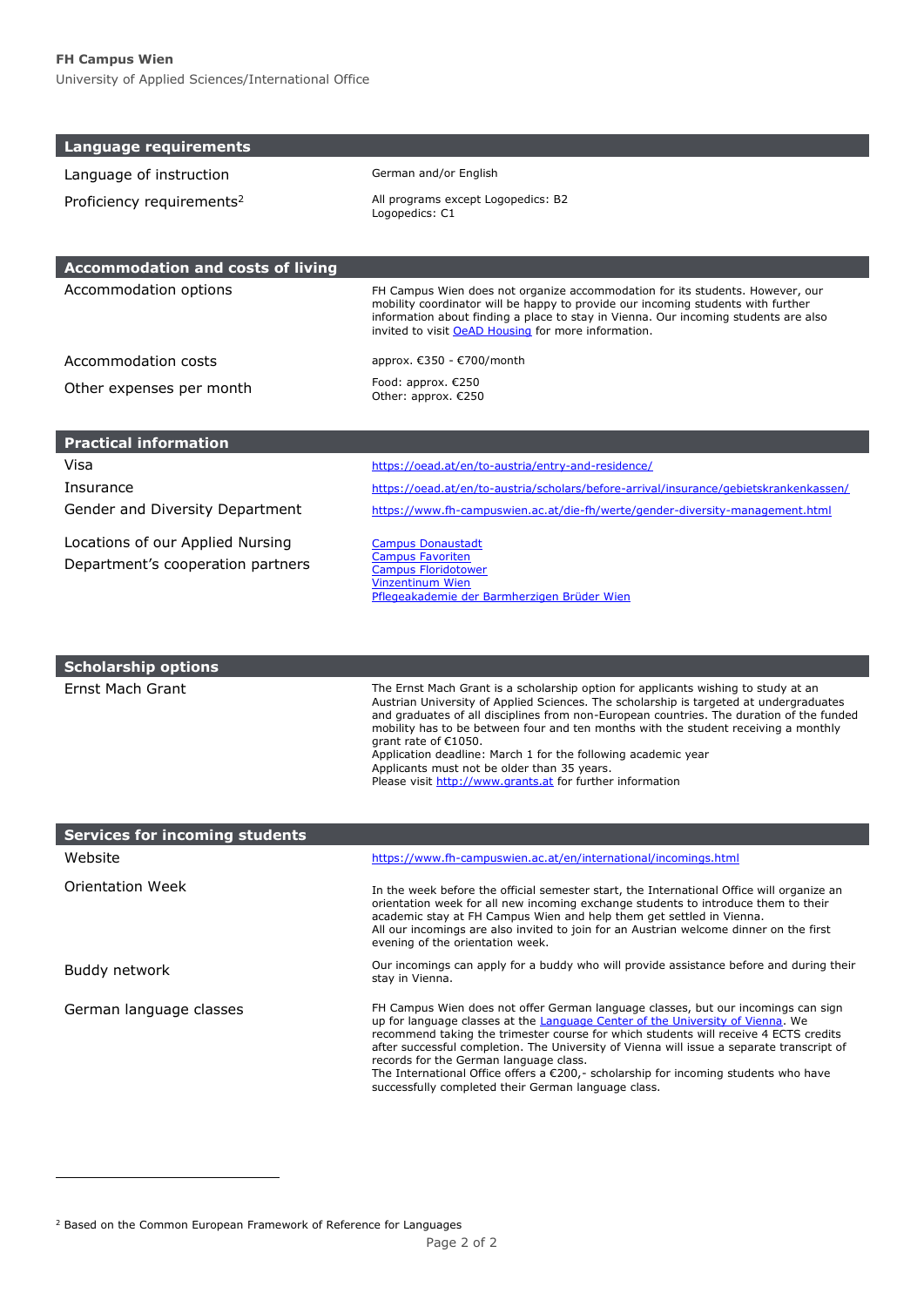**FH Campus Wien**

University of Applied Sciences/International Office

## Language requirements

| | |
|---|---|
| Language of instruction | German and/or English |
| Proficiency requirements[2] | All programs except Logopedics: B2<br>Logopedics: C1 |

## Accommodation and costs of living

| | |
|---|---|
| Accommodation options | FH Campus Wien does not organize accommodation for its students. However, our mobility coordinator will be happy to provide our incoming students with further information about finding a place to stay in Vienna. Our incoming students are also invited to visit OeAD Housing for more information. |
| Accommodation costs | approx. €350 - €700/month |
| Other expenses per month | Food: approx. €250<br>Other: approx. €250 |

## Practical information

| | |
|---|---|
| Visa | https://oead.at/en/to-austria/entry-and-residence/ |
| Insurance | https://oead.at/en/to-austria/scholars/before-arrival/insurance/gebietskrankenkassen/ |
| Gender and Diversity Department | https://www.fh-campuswien.ac.at/die-fh/werte/gender-diversity-management.html |
| Locations of our Applied Nursing Department's cooperation partners | Campus Donaustadt<br>Campus Favoriten<br>Campus Floridotower<br>Vinzentinum Wien<br>Pflegeakademie der Barmherzigen Brüder Wien |

## Scholarship options

| | |
|---|---|
| Ernst Mach Grant | The Ernst Mach Grant is a scholarship option for applicants wishing to study at an Austrian University of Applied Sciences. The scholarship is targeted at undergraduates and graduates of all disciplines from non-European countries. The duration of the funded mobility has to be between four and ten months with the student receiving a monthly grant rate of €1050.<br>Application deadline: March 1 for the following academic year<br>Applicants must not be older than 35 years.<br>Please visit http://www.grants.at for further information |

## Services for incoming students

| | |
|---|---|
| Website | https://www.fh-campuswien.ac.at/en/international/incomings.html |
| Orientation Week | In the week before the official semester start, the International Office will organize an orientation week for all new incoming exchange students to introduce them to their academic stay at FH Campus Wien and help them get settled in Vienna.<br>All our incomings are also invited to join for an Austrian welcome dinner on the first evening of the orientation week. |
| Buddy network | Our incomings can apply for a buddy who will provide assistance before and during their stay in Vienna. |
| German language classes | FH Campus Wien does not offer German language classes, but our incomings can sign up for language classes at the Language Center of the University of Vienna. We recommend taking the trimester course for which students will receive 4 ECTS credits after successful completion. The University of Vienna will issue a separate transcript of records for the German language class.<br>The International Office offers a €200,- scholarship for incoming students who have successfully completed their German language class. |

---

[2] Based on the Common European Framework of Reference for Languages